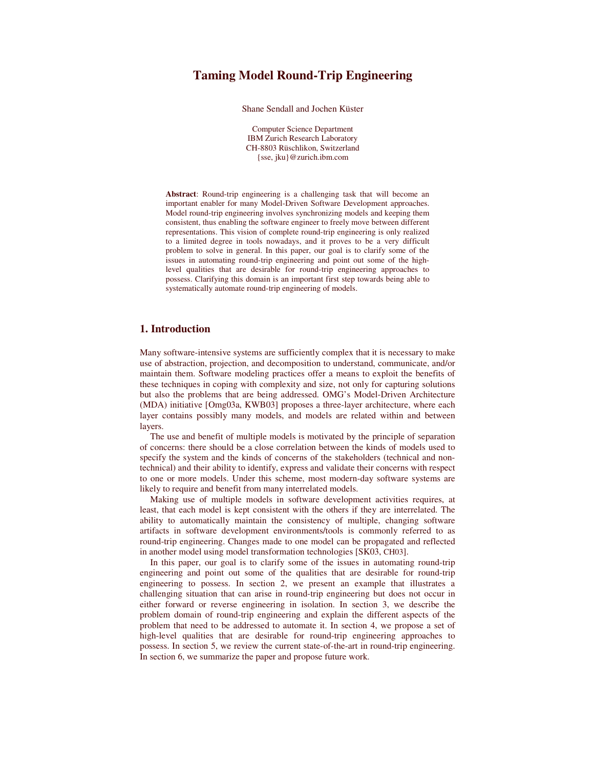# Taming Model Round-Trip Engineering

Shane Sendall and Jochen Küster

Computer Science Department
IBM Zurich Research Laboratory
CH-8803 Rüschlikon, Switzerland
{sse, jku}@zurich.ibm.com

**Abstract**: Round-trip engineering is a challenging task that will become an important enabler for many Model-Driven Software Development approaches. Model round-trip engineering involves synchronizing models and keeping them consistent, thus enabling the software engineer to freely move between different representations. This vision of complete round-trip engineering is only realized to a limited degree in tools nowadays, and it proves to be a very difficult problem to solve in general. In this paper, our goal is to clarify some of the issues in automating round-trip engineering and point out some of the high-level qualities that are desirable for round-trip engineering approaches to possess. Clarifying this domain is an important first step towards being able to systematically automate round-trip engineering of models.

## 1. Introduction

Many software-intensive systems are sufficiently complex that it is necessary to make use of abstraction, projection, and decomposition to understand, communicate, and/or maintain them. Software modeling practices offer a means to exploit the benefits of these techniques in coping with complexity and size, not only for capturing solutions but also the problems that are being addressed. OMG's Model-Driven Architecture (MDA) initiative [Omg03a, KWB03] proposes a three-layer architecture, where each layer contains possibly many models, and models are related within and between layers.

The use and benefit of multiple models is motivated by the principle of separation of concerns: there should be a close correlation between the kinds of models used to specify the system and the kinds of concerns of the stakeholders (technical and non-technical) and their ability to identify, express and validate their concerns with respect to one or more models. Under this scheme, most modern-day software systems are likely to require and benefit from many interrelated models.

Making use of multiple models in software development activities requires, at least, that each model is kept consistent with the others if they are interrelated. The ability to automatically maintain the consistency of multiple, changing software artifacts in software development environments/tools is commonly referred to as round-trip engineering. Changes made to one model can be propagated and reflected in another model using model transformation technologies [SK03, CH03].

In this paper, our goal is to clarify some of the issues in automating round-trip engineering and point out some of the qualities that are desirable for round-trip engineering to possess. In section 2, we present an example that illustrates a challenging situation that can arise in round-trip engineering but does not occur in either forward or reverse engineering in isolation. In section 3, we describe the problem domain of round-trip engineering and explain the different aspects of the problem that need to be addressed to automate it. In section 4, we propose a set of high-level qualities that are desirable for round-trip engineering approaches to possess. In section 5, we review the current state-of-the-art in round-trip engineering. In section 6, we summarize the paper and propose future work.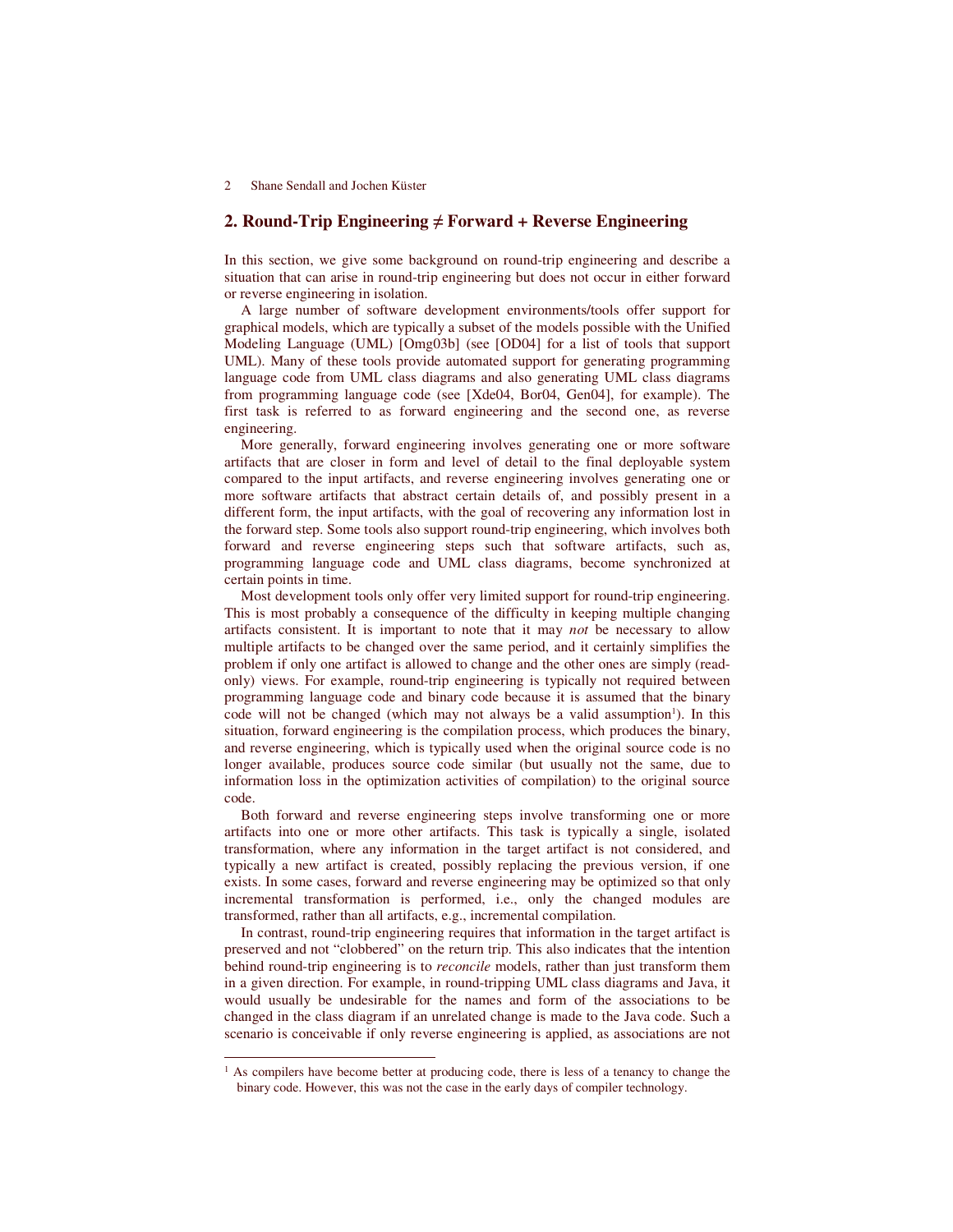## 2. Round-Trip Engineering ≠ Forward + Reverse Engineering

In this section, we give some background on round-trip engineering and describe a situation that can arise in round-trip engineering but does not occur in either forward or reverse engineering in isolation.

A large number of software development environments/tools offer support for graphical models, which are typically a subset of the models possible with the Unified Modeling Language (UML) [Omg03b] (see [OD04] for a list of tools that support UML). Many of these tools provide automated support for generating programming language code from UML class diagrams and also generating UML class diagrams from programming language code (see [Xde04, Bor04, Gen04], for example). The first task is referred to as forward engineering and the second one, as reverse engineering.

More generally, forward engineering involves generating one or more software artifacts that are closer in form and level of detail to the final deployable system compared to the input artifacts, and reverse engineering involves generating one or more software artifacts that abstract certain details of, and possibly present in a different form, the input artifacts, with the goal of recovering any information lost in the forward step. Some tools also support round-trip engineering, which involves both forward and reverse engineering steps such that software artifacts, such as, programming language code and UML class diagrams, become synchronized at certain points in time.

Most development tools only offer very limited support for round-trip engineering. This is most probably a consequence of the difficulty in keeping multiple changing artifacts consistent. It is important to note that it may *not* be necessary to allow multiple artifacts to be changed over the same period, and it certainly simplifies the problem if only one artifact is allowed to change and the other ones are simply (read-only) views. For example, round-trip engineering is typically not required between programming language code and binary code because it is assumed that the binary code will not be changed (which may not always be a valid assumption[1]). In this situation, forward engineering is the compilation process, which produces the binary, and reverse engineering, which is typically used when the original source code is no longer available, produces source code similar (but usually not the same, due to information loss in the optimization activities of compilation) to the original source code.

Both forward and reverse engineering steps involve transforming one or more artifacts into one or more other artifacts. This task is typically a single, isolated transformation, where any information in the target artifact is not considered, and typically a new artifact is created, possibly replacing the previous version, if one exists. In some cases, forward and reverse engineering may be optimized so that only incremental transformation is performed, i.e., only the changed modules are transformed, rather than all artifacts, e.g., incremental compilation.

In contrast, round-trip engineering requires that information in the target artifact is preserved and not "clobbered" on the return trip. This also indicates that the intention behind round-trip engineering is to *reconcile* models, rather than just transform them in a given direction. For example, in round-tripping UML class diagrams and Java, it would usually be undesirable for the names and form of the associations to be changed in the class diagram if an unrelated change is made to the Java code. Such a scenario is conceivable if only reverse engineering is applied, as associations are not

---

[1] As compilers have become better at producing code, there is less of a tenancy to change the binary code. However, this was not the case in the early days of compiler technology.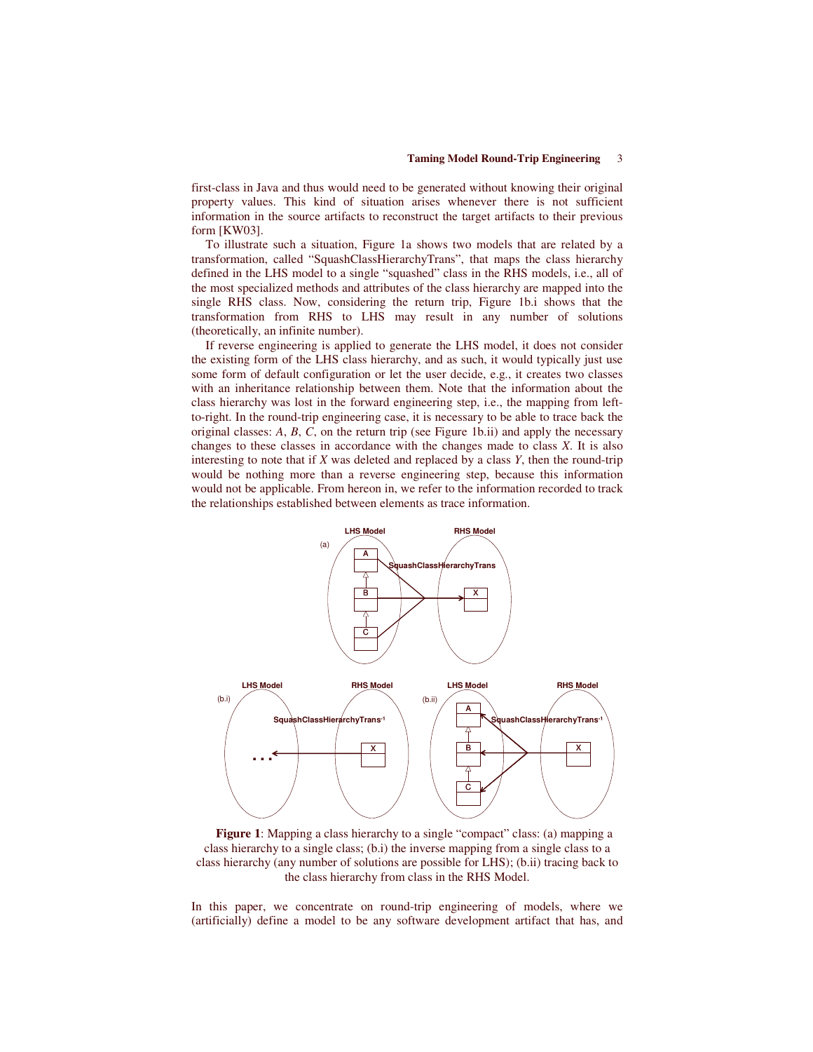first-class in Java and thus would need to be generated without knowing their original property values. This kind of situation arises whenever there is not sufficient information in the source artifacts to reconstruct the target artifacts to their previous form [KW03].

To illustrate such a situation, Figure 1a shows two models that are related by a transformation, called "SquashClassHierarchyTrans", that maps the class hierarchy defined in the LHS model to a single "squashed" class in the RHS models, i.e., all of the most specialized methods and attributes of the class hierarchy are mapped into the single RHS class. Now, considering the return trip, Figure 1b.i shows that the transformation from RHS to LHS may result in any number of solutions (theoretically, an infinite number).

If reverse engineering is applied to generate the LHS model, it does not consider the existing form of the LHS class hierarchy, and as such, it would typically just use some form of default configuration or let the user decide, e.g., it creates two classes with an inheritance relationship between them. Note that the information about the class hierarchy was lost in the forward engineering step, i.e., the mapping from left-to-right. In the round-trip engineering case, it is necessary to be able to trace back the original classes: *A*, *B*, *C*, on the return trip (see Figure 1b.ii) and apply the necessary changes to these classes in accordance with the changes made to class *X*. It is also interesting to note that if *X* was deleted and replaced by a class *Y*, then the round-trip would be nothing more than a reverse engineering step, because this information would not be applicable. From hereon in, we refer to the information recorded to track the relationships established between elements as trace information.

**Figure 1**: Mapping a class hierarchy to a single "compact" class: (a) mapping a class hierarchy to a single class; (b.i) the inverse mapping from a single class to a class hierarchy (any number of solutions are possible for LHS); (b.ii) tracing back to the class hierarchy from class in the RHS Model.

In this paper, we concentrate on round-trip engineering of models, where we (artificially) define a model to be any software development artifact that has, and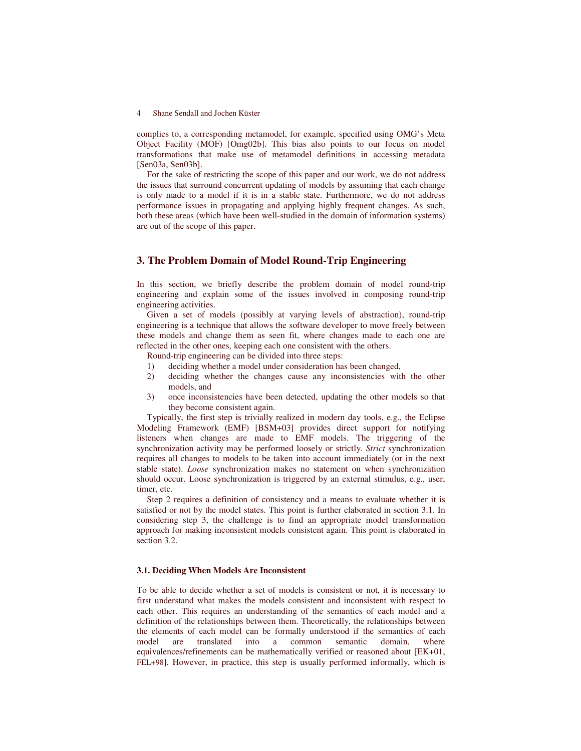complies to, a corresponding metamodel, for example, specified using OMG's Meta Object Facility (MOF) [Omg02b]. This bias also points to our focus on model transformations that make use of metamodel definitions in accessing metadata [Sen03a, Sen03b].

For the sake of restricting the scope of this paper and our work, we do not address the issues that surround concurrent updating of models by assuming that each change is only made to a model if it is in a stable state. Furthermore, we do not address performance issues in propagating and applying highly frequent changes. As such, both these areas (which have been well-studied in the domain of information systems) are out of the scope of this paper.

## 3. The Problem Domain of Model Round-Trip Engineering

In this section, we briefly describe the problem domain of model round-trip engineering and explain some of the issues involved in composing round-trip engineering activities.

Given a set of models (possibly at varying levels of abstraction), round-trip engineering is a technique that allows the software developer to move freely between these models and change them as seen fit, where changes made to each one are reflected in the other ones, keeping each one consistent with the others.

Round-trip engineering can be divided into three steps:

1) deciding whether a model under consideration has been changed,
2) deciding whether the changes cause any inconsistencies with the other models, and
3) once inconsistencies have been detected, updating the other models so that they become consistent again.

Typically, the first step is trivially realized in modern day tools, e.g., the Eclipse Modeling Framework (EMF) [BSM+03] provides direct support for notifying listeners when changes are made to EMF models. The triggering of the synchronization activity may be performed loosely or strictly. *Strict* synchronization requires all changes to models to be taken into account immediately (or in the next stable state). *Loose* synchronization makes no statement on when synchronization should occur. Loose synchronization is triggered by an external stimulus, e.g., user, timer, etc.

Step 2 requires a definition of consistency and a means to evaluate whether it is satisfied or not by the model states. This point is further elaborated in section 3.1. In considering step 3, the challenge is to find an appropriate model transformation approach for making inconsistent models consistent again. This point is elaborated in section 3.2.

### 3.1. Deciding When Models Are Inconsistent

To be able to decide whether a set of models is consistent or not, it is necessary to first understand what makes the models consistent and inconsistent with respect to each other. This requires an understanding of the semantics of each model and a definition of the relationships between them. Theoretically, the relationships between the elements of each model can be formally understood if the semantics of each model are translated into a common semantic domain, where equivalences/refinements can be mathematically verified or reasoned about [EK+01, FEL+98]. However, in practice, this step is usually performed informally, which is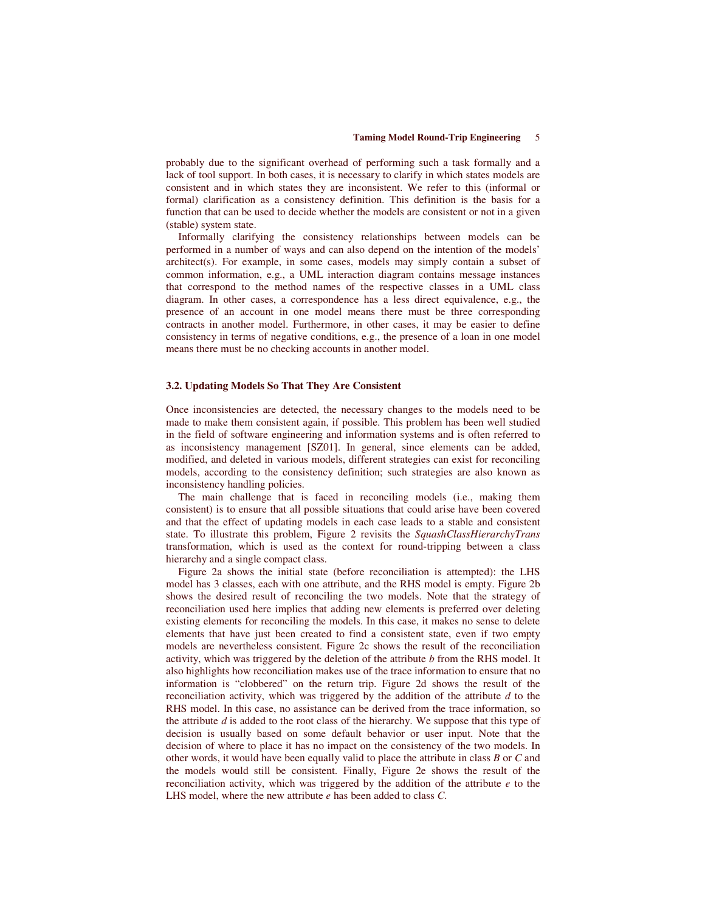probably due to the significant overhead of performing such a task formally and a lack of tool support. In both cases, it is necessary to clarify in which states models are consistent and in which states they are inconsistent. We refer to this (informal or formal) clarification as a consistency definition. This definition is the basis for a function that can be used to decide whether the models are consistent or not in a given (stable) system state.

Informally clarifying the consistency relationships between models can be performed in a number of ways and can also depend on the intention of the models' architect(s). For example, in some cases, models may simply contain a subset of common information, e.g., a UML interaction diagram contains message instances that correspond to the method names of the respective classes in a UML class diagram. In other cases, a correspondence has a less direct equivalence, e.g., the presence of an account in one model means there must be three corresponding contracts in another model. Furthermore, in other cases, it may be easier to define consistency in terms of negative conditions, e.g., the presence of a loan in one model means there must be no checking accounts in another model.

### 3.2. Updating Models So That They Are Consistent

Once inconsistencies are detected, the necessary changes to the models need to be made to make them consistent again, if possible. This problem has been well studied in the field of software engineering and information systems and is often referred to as inconsistency management [SZ01]. In general, since elements can be added, modified, and deleted in various models, different strategies can exist for reconciling models, according to the consistency definition; such strategies are also known as inconsistency handling policies.

The main challenge that is faced in reconciling models (i.e., making them consistent) is to ensure that all possible situations that could arise have been covered and that the effect of updating models in each case leads to a stable and consistent state. To illustrate this problem, Figure 2 revisits the *SquashClassHierarchyTrans* transformation, which is used as the context for round-tripping between a class hierarchy and a single compact class.

Figure 2a shows the initial state (before reconciliation is attempted): the LHS model has 3 classes, each with one attribute, and the RHS model is empty. Figure 2b shows the desired result of reconciling the two models. Note that the strategy of reconciliation used here implies that adding new elements is preferred over deleting existing elements for reconciling the models. In this case, it makes no sense to delete elements that have just been created to find a consistent state, even if two empty models are nevertheless consistent. Figure 2c shows the result of the reconciliation activity, which was triggered by the deletion of the attribute *b* from the RHS model. It also highlights how reconciliation makes use of the trace information to ensure that no information is "clobbered" on the return trip. Figure 2d shows the result of the reconciliation activity, which was triggered by the addition of the attribute *d* to the RHS model. In this case, no assistance can be derived from the trace information, so the attribute *d* is added to the root class of the hierarchy. We suppose that this type of decision is usually based on some default behavior or user input. Note that the decision of where to place it has no impact on the consistency of the two models. In other words, it would have been equally valid to place the attribute in class *B* or *C* and the models would still be consistent. Finally, Figure 2e shows the result of the reconciliation activity, which was triggered by the addition of the attribute *e* to the LHS model, where the new attribute *e* has been added to class *C*.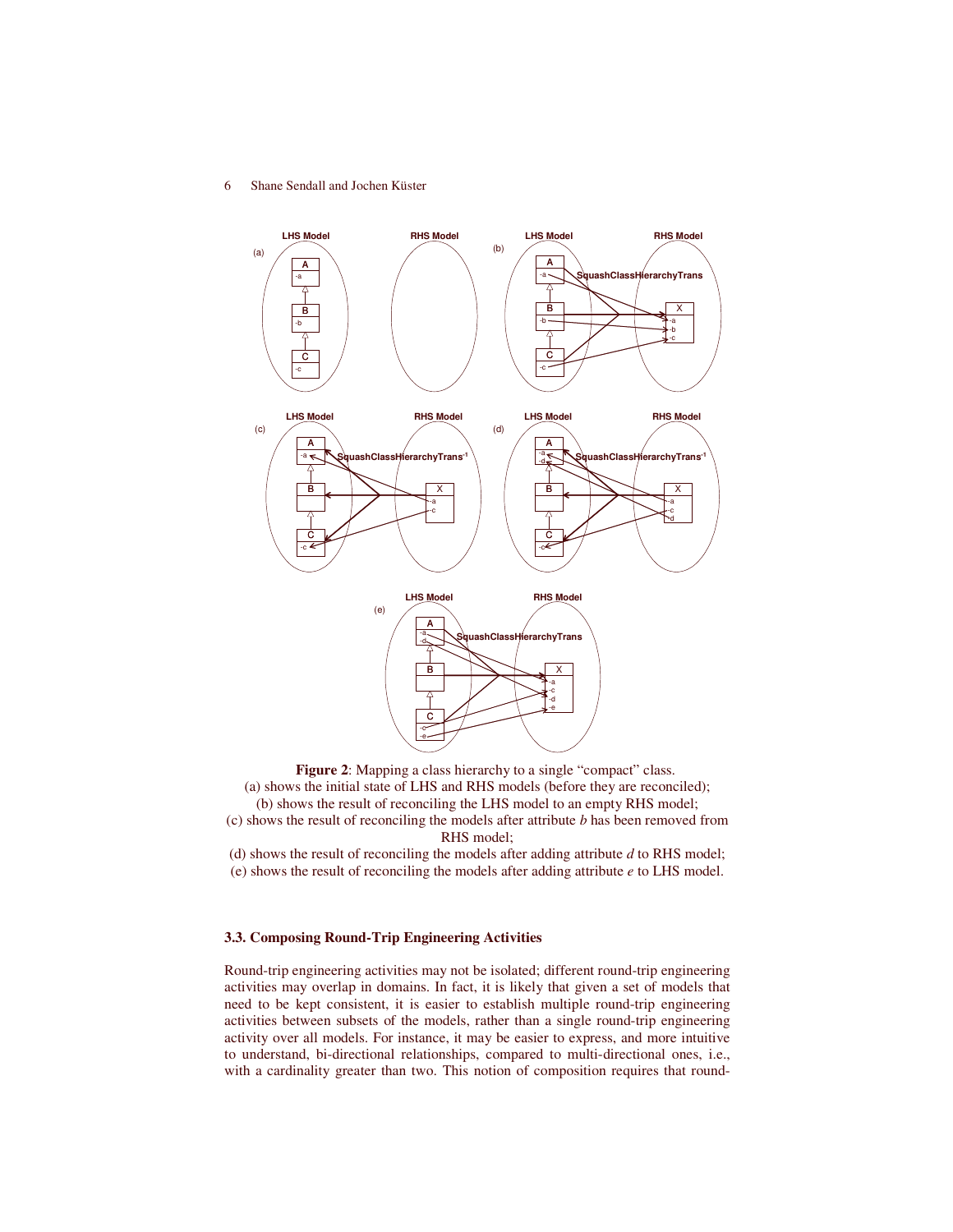**Figure 2**: Mapping a class hierarchy to a single "compact" class.
(a) shows the initial state of LHS and RHS models (before they are reconciled);
(b) shows the result of reconciling the LHS model to an empty RHS model;
(c) shows the result of reconciling the models after attribute *b* has been removed from RHS model;
(d) shows the result of reconciling the models after adding attribute *d* to RHS model;
(e) shows the result of reconciling the models after adding attribute *e* to LHS model.

### 3.3. Composing Round-Trip Engineering Activities

Round-trip engineering activities may not be isolated; different round-trip engineering activities may overlap in domains. In fact, it is likely that given a set of models that need to be kept consistent, it is easier to establish multiple round-trip engineering activities between subsets of the models, rather than a single round-trip engineering activity over all models. For instance, it may be easier to express, and more intuitive to understand, bi-directional relationships, compared to multi-directional ones, i.e., with a cardinality greater than two. This notion of composition requires that round-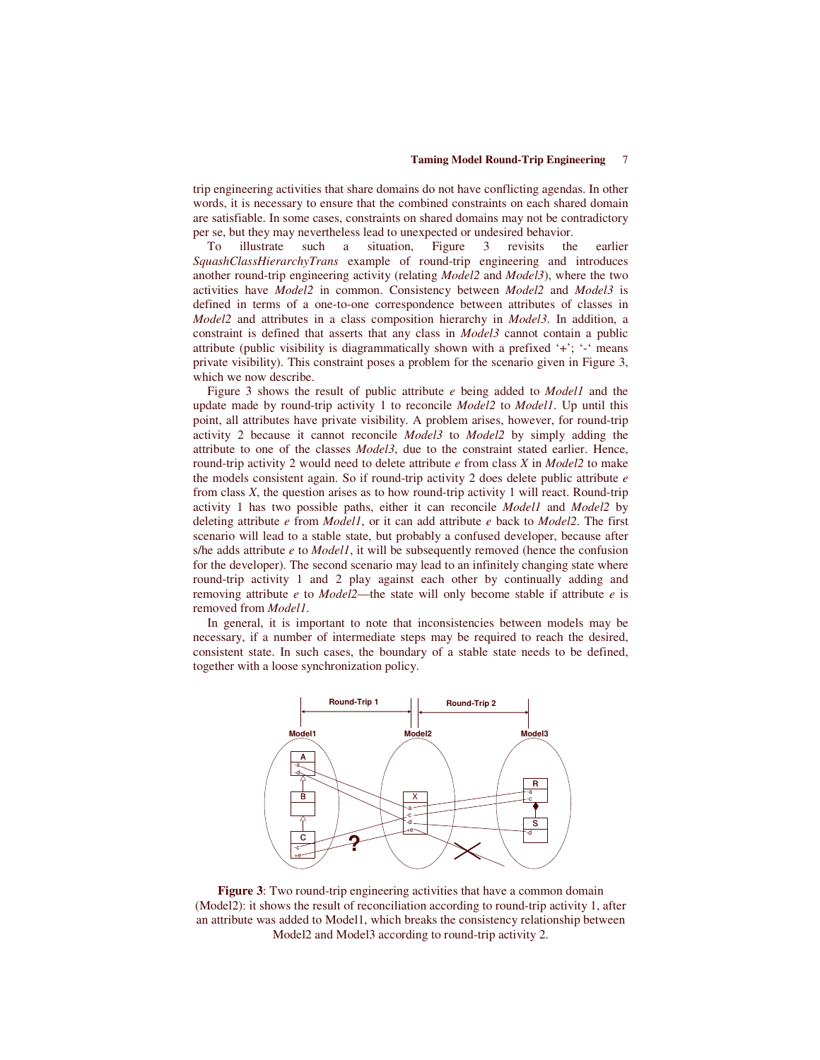trip engineering activities that share domains do not have conflicting agendas. In other words, it is necessary to ensure that the combined constraints on each shared domain are satisfiable. In some cases, constraints on shared domains may not be contradictory per se, but they may nevertheless lead to unexpected or undesired behavior.

To illustrate such a situation, Figure 3 revisits the earlier *SquashClassHierarchyTrans* example of round-trip engineering and introduces another round-trip engineering activity (relating *Model2* and *Model3*), where the two activities have *Model2* in common. Consistency between *Model2* and *Model3* is defined in terms of a one-to-one correspondence between attributes of classes in *Model2* and attributes in a class composition hierarchy in *Model3*. In addition, a constraint is defined that asserts that any class in *Model3* cannot contain a public attribute (public visibility is diagrammatically shown with a prefixed '+'; '-' means private visibility). This constraint poses a problem for the scenario given in Figure 3, which we now describe.

Figure 3 shows the result of public attribute *e* being added to *Model1* and the update made by round-trip activity 1 to reconcile *Model2* to *Model1*. Up until this point, all attributes have private visibility. A problem arises, however, for round-trip activity 2 because it cannot reconcile *Model3* to *Model2* by simply adding the attribute to one of the classes *Model3*, due to the constraint stated earlier. Hence, round-trip activity 2 would need to delete attribute *e* from class *X* in *Model2* to make the models consistent again. So if round-trip activity 2 does delete public attribute *e* from class *X*, the question arises as to how round-trip activity 1 will react. Round-trip activity 1 has two possible paths, either it can reconcile *Model1* and *Model2* by deleting attribute *e* from *Model1*, or it can add attribute *e* back to *Model2*. The first scenario will lead to a stable state, but probably a confused developer, because after s/he adds attribute *e* to *Model1*, it will be subsequently removed (hence the confusion for the developer). The second scenario may lead to an infinitely changing state where round-trip activity 1 and 2 play against each other by continually adding and removing attribute *e* to *Model2*—the state will only become stable if attribute *e* is removed from *Model1*.

In general, it is important to note that inconsistencies between models may be necessary, if a number of intermediate steps may be required to reach the desired, consistent state. In such cases, the boundary of a stable state needs to be defined, together with a loose synchronization policy.

**Figure 3**: Two round-trip engineering activities that have a common domain (Model2): it shows the result of reconciliation according to round-trip activity 1, after an attribute was added to Model1, which breaks the consistency relationship between Model2 and Model3 according to round-trip activity 2.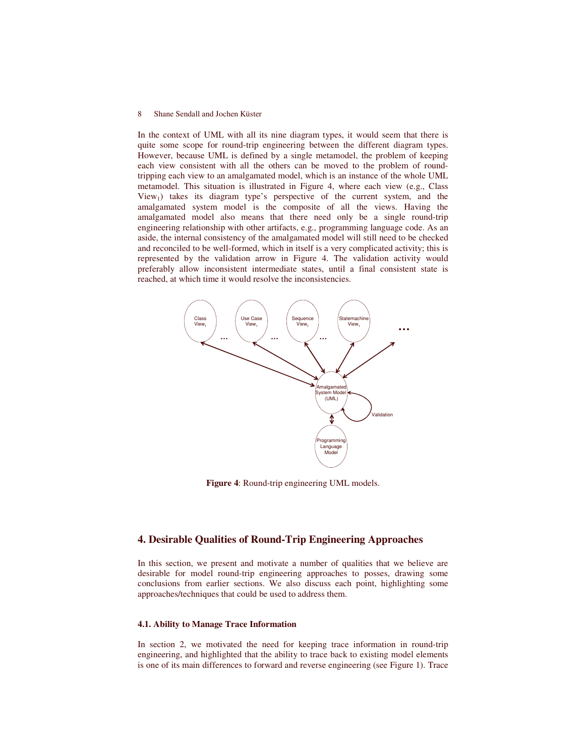In the context of UML with all its nine diagram types, it would seem that there is quite some scope for round-trip engineering between the different diagram types. However, because UML is defined by a single metamodel, the problem of keeping each view consistent with all the others can be moved to the problem of round-tripping each view to an amalgamated model, which is an instance of the whole UML metamodel. This situation is illustrated in Figure 4, where each view (e.g., Class $View_1$) takes its diagram type's perspective of the current system, and the amalgamated system model is the composite of all the views. Having the amalgamated model also means that there need only be a single round-trip engineering relationship with other artifacts, e.g., programming language code. As an aside, the internal consistency of the amalgamated model will still need to be checked and reconciled to be well-formed, which in itself is a very complicated activity; this is represented by the validation arrow in Figure 4. The validation activity would preferably allow inconsistent intermediate states, until a final consistent state is reached, at which time it would resolve the inconsistencies.

**Figure 4**: Round-trip engineering UML models.

## 4. Desirable Qualities of Round-Trip Engineering Approaches

In this section, we present and motivate a number of qualities that we believe are desirable for model round-trip engineering approaches to posses, drawing some conclusions from earlier sections. We also discuss each point, highlighting some approaches/techniques that could be used to address them.

### 4.1. Ability to Manage Trace Information

In section 2, we motivated the need for keeping trace information in round-trip engineering, and highlighted that the ability to trace back to existing model elements is one of its main differences to forward and reverse engineering (see Figure 1). Trace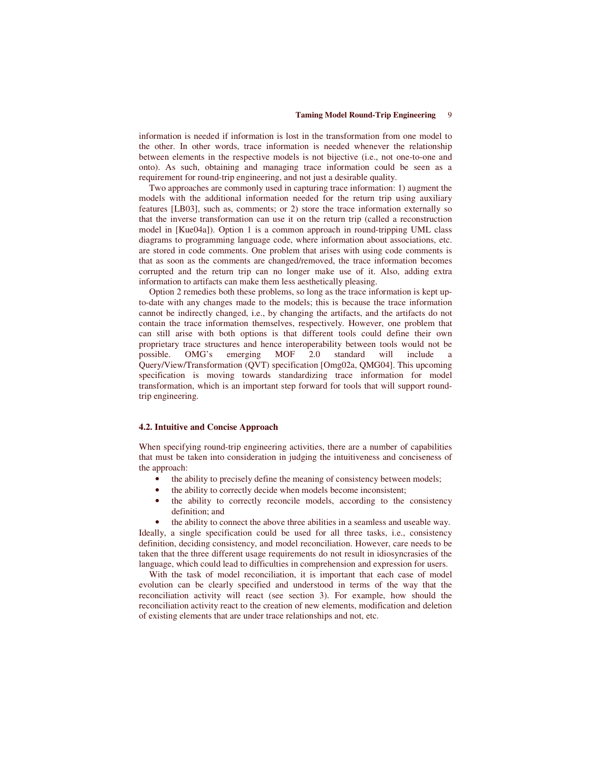information is needed if information is lost in the transformation from one model to the other. In other words, trace information is needed whenever the relationship between elements in the respective models is not bijective (i.e., not one-to-one and onto). As such, obtaining and managing trace information could be seen as a requirement for round-trip engineering, and not just a desirable quality.

Two approaches are commonly used in capturing trace information: 1) augment the models with the additional information needed for the return trip using auxiliary features [LB03], such as, comments; or 2) store the trace information externally so that the inverse transformation can use it on the return trip (called a reconstruction model in [Kue04a]). Option 1 is a common approach in round-tripping UML class diagrams to programming language code, where information about associations, etc. are stored in code comments. One problem that arises with using code comments is that as soon as the comments are changed/removed, the trace information becomes corrupted and the return trip can no longer make use of it. Also, adding extra information to artifacts can make them less aesthetically pleasing.

Option 2 remedies both these problems, so long as the trace information is kept up-to-date with any changes made to the models; this is because the trace information cannot be indirectly changed, i.e., by changing the artifacts, and the artifacts do not contain the trace information themselves, respectively. However, one problem that can still arise with both options is that different tools could define their own proprietary trace structures and hence interoperability between tools would not be possible. OMG's emerging MOF 2.0 standard will include a Query/View/Transformation (QVT) specification [Omg02a, QMG04]. This upcoming specification is moving towards standardizing trace information for model transformation, which is an important step forward for tools that will support round-trip engineering.

### 4.2. Intuitive and Concise Approach

When specifying round-trip engineering activities, there are a number of capabilities that must be taken into consideration in judging the intuitiveness and conciseness of the approach:

- the ability to precisely define the meaning of consistency between models;
- the ability to correctly decide when models become inconsistent;
- the ability to correctly reconcile models, according to the consistency definition; and
- the ability to connect the above three abilities in a seamless and useable way.

Ideally, a single specification could be used for all three tasks, i.e., consistency definition, deciding consistency, and model reconciliation. However, care needs to be taken that the three different usage requirements do not result in idiosyncrasies of the language, which could lead to difficulties in comprehension and expression for users.

With the task of model reconciliation, it is important that each case of model evolution can be clearly specified and understood in terms of the way that the reconciliation activity will react (see section 3). For example, how should the reconciliation activity react to the creation of new elements, modification and deletion of existing elements that are under trace relationships and not, etc.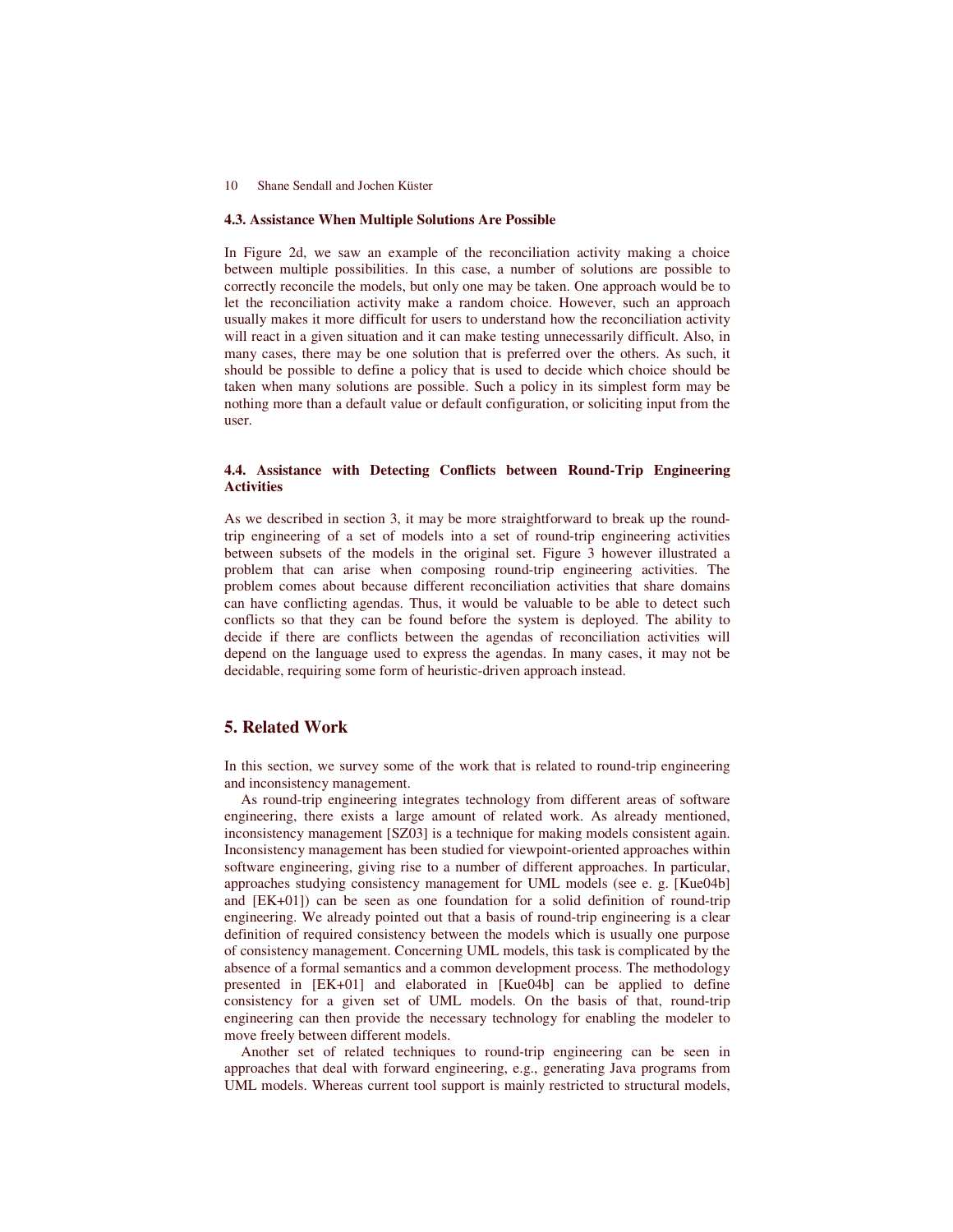### 4.3. Assistance When Multiple Solutions Are Possible

In Figure 2d, we saw an example of the reconciliation activity making a choice between multiple possibilities. In this case, a number of solutions are possible to correctly reconcile the models, but only one may be taken. One approach would be to let the reconciliation activity make a random choice. However, such an approach usually makes it more difficult for users to understand how the reconciliation activity will react in a given situation and it can make testing unnecessarily difficult. Also, in many cases, there may be one solution that is preferred over the others. As such, it should be possible to define a policy that is used to decide which choice should be taken when many solutions are possible. Such a policy in its simplest form may be nothing more than a default value or default configuration, or soliciting input from the user.

### 4.4. Assistance with Detecting Conflicts between Round-Trip Engineering Activities

As we described in section 3, it may be more straightforward to break up the round-trip engineering of a set of models into a set of round-trip engineering activities between subsets of the models in the original set. Figure 3 however illustrated a problem that can arise when composing round-trip engineering activities. The problem comes about because different reconciliation activities that share domains can have conflicting agendas. Thus, it would be valuable to be able to detect such conflicts so that they can be found before the system is deployed. The ability to decide if there are conflicts between the agendas of reconciliation activities will depend on the language used to express the agendas. In many cases, it may not be decidable, requiring some form of heuristic-driven approach instead.

## 5. Related Work

In this section, we survey some of the work that is related to round-trip engineering and inconsistency management.

As round-trip engineering integrates technology from different areas of software engineering, there exists a large amount of related work. As already mentioned, inconsistency management [SZ03] is a technique for making models consistent again. Inconsistency management has been studied for viewpoint-oriented approaches within software engineering, giving rise to a number of different approaches. In particular, approaches studying consistency management for UML models (see e. g. [Kue04b] and [EK+01]) can be seen as one foundation for a solid definition of round-trip engineering. We already pointed out that a basis of round-trip engineering is a clear definition of required consistency between the models which is usually one purpose of consistency management. Concerning UML models, this task is complicated by the absence of a formal semantics and a common development process. The methodology presented in [EK+01] and elaborated in [Kue04b] can be applied to define consistency for a given set of UML models. On the basis of that, round-trip engineering can then provide the necessary technology for enabling the modeler to move freely between different models.

Another set of related techniques to round-trip engineering can be seen in approaches that deal with forward engineering, e.g., generating Java programs from UML models. Whereas current tool support is mainly restricted to structural models,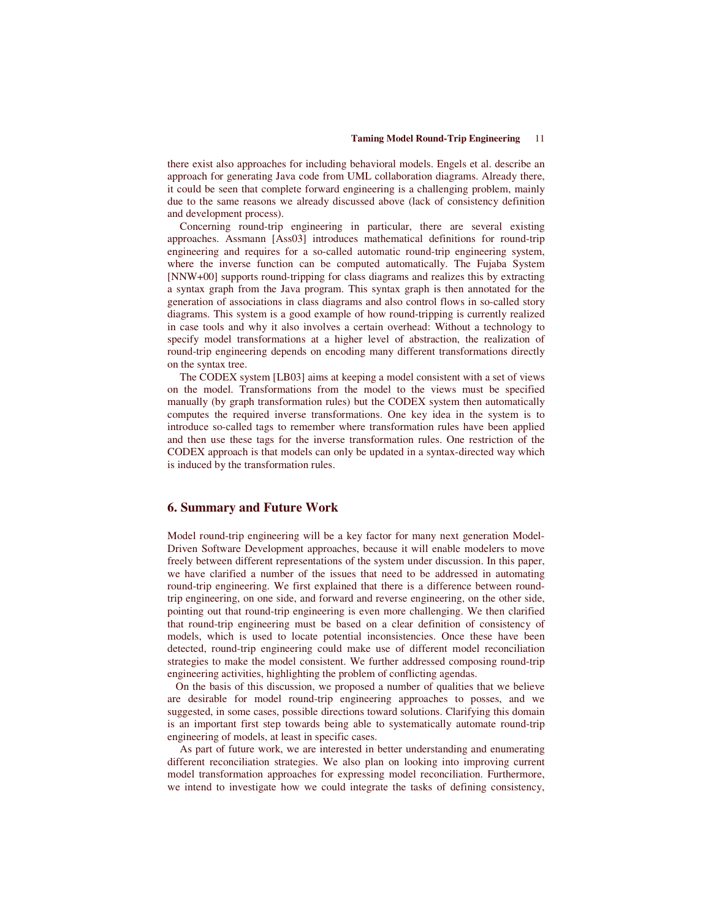there exist also approaches for including behavioral models. Engels et al. describe an approach for generating Java code from UML collaboration diagrams. Already there, it could be seen that complete forward engineering is a challenging problem, mainly due to the same reasons we already discussed above (lack of consistency definition and development process).

Concerning round-trip engineering in particular, there are several existing approaches. Assmann [Ass03] introduces mathematical definitions for round-trip engineering and requires for a so-called automatic round-trip engineering system, where the inverse function can be computed automatically. The Fujaba System [NNW+00] supports round-tripping for class diagrams and realizes this by extracting a syntax graph from the Java program. This syntax graph is then annotated for the generation of associations in class diagrams and also control flows in so-called story diagrams. This system is a good example of how round-tripping is currently realized in case tools and why it also involves a certain overhead: Without a technology to specify model transformations at a higher level of abstraction, the realization of round-trip engineering depends on encoding many different transformations directly on the syntax tree.

The CODEX system [LB03] aims at keeping a model consistent with a set of views on the model. Transformations from the model to the views must be specified manually (by graph transformation rules) but the CODEX system then automatically computes the required inverse transformations. One key idea in the system is to introduce so-called tags to remember where transformation rules have been applied and then use these tags for the inverse transformation rules. One restriction of the CODEX approach is that models can only be updated in a syntax-directed way which is induced by the transformation rules.

## 6. Summary and Future Work

Model round-trip engineering will be a key factor for many next generation Model-Driven Software Development approaches, because it will enable modelers to move freely between different representations of the system under discussion. In this paper, we have clarified a number of the issues that need to be addressed in automating round-trip engineering. We first explained that there is a difference between round-trip engineering, on one side, and forward and reverse engineering, on the other side, pointing out that round-trip engineering is even more challenging. We then clarified that round-trip engineering must be based on a clear definition of consistency of models, which is used to locate potential inconsistencies. Once these have been detected, round-trip engineering could make use of different model reconciliation strategies to make the model consistent. We further addressed composing round-trip engineering activities, highlighting the problem of conflicting agendas.

On the basis of this discussion, we proposed a number of qualities that we believe are desirable for model round-trip engineering approaches to posses, and we suggested, in some cases, possible directions toward solutions. Clarifying this domain is an important first step towards being able to systematically automate round-trip engineering of models, at least in specific cases.

As part of future work, we are interested in better understanding and enumerating different reconciliation strategies. We also plan on looking into improving current model transformation approaches for expressing model reconciliation. Furthermore, we intend to investigate how we could integrate the tasks of defining consistency,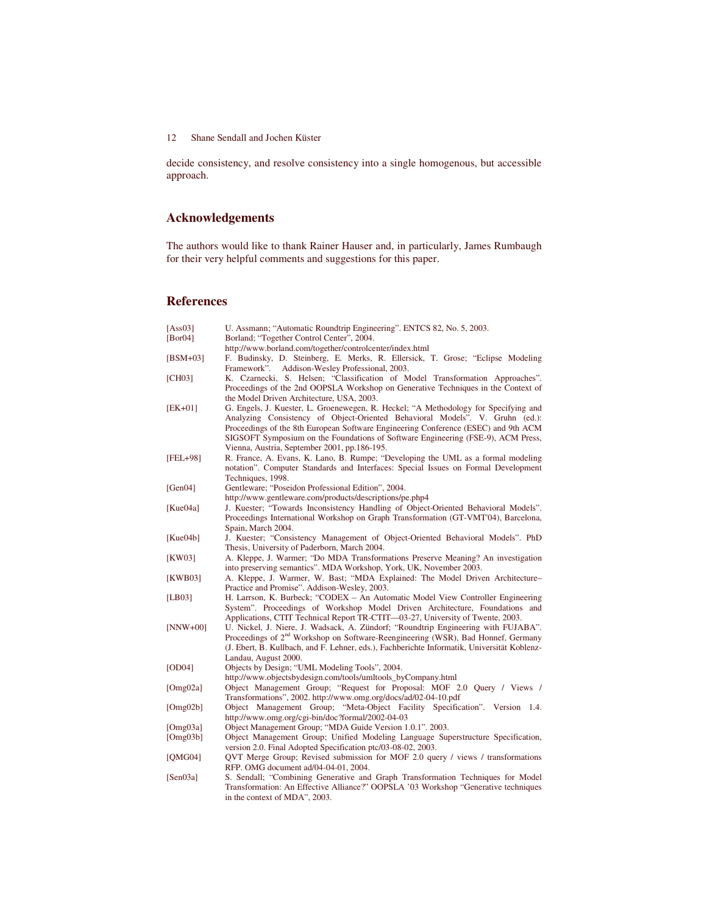decide consistency, and resolve consistency into a single homogenous, but accessible approach.

## Acknowledgements

The authors would like to thank Rainer Hauser and, in particularly, James Rumbaugh for their very helpful comments and suggestions for this paper.

## References

[Ass03] U. Assmann; "Automatic Roundtrip Engineering". ENTCS 82, No. 5, 2003.

[Bor04] Borland; "Together Control Center", 2004. http://www.borland.com/together/controlcenter/index.html

[BSM+03] F. Budinsky, D. Steinberg, E. Merks, R. Ellersick, T. Grose; "Eclipse Modeling Framework". Addison-Wesley Professional, 2003.

[CH03] K. Czarnecki, S. Helsen; "Classification of Model Transformation Approaches". Proceedings of the 2nd OOPSLA Workshop on Generative Techniques in the Context of the Model Driven Architecture, USA, 2003.

[EK+01] G. Engels, J. Kuester, L. Groenewegen, R. Heckel; "A Methodology for Specifying and Analyzing Consistency of Object-Oriented Behavioral Models". V. Gruhn (ed.): Proceedings of the 8th European Software Engineering Conference (ESEC) and 9th ACM SIGSOFT Symposium on the Foundations of Software Engineering (FSE-9), ACM Press, Vienna, Austria, September 2001, pp.186-195.

[FEL+98] R. France, A. Evans, K. Lano, B. Rumpe; "Developing the UML as a formal modeling notation". Computer Standards and Interfaces: Special Issues on Formal Development Techniques, 1998.

[Gen04] Gentleware; "Poseidon Professional Edition", 2004. http://www.gentleware.com/products/descriptions/pe.php4

[Kue04a] J. Kuester; "Towards Inconsistency Handling of Object-Oriented Behavioral Models". Proceedings International Workshop on Graph Transformation (GT-VMT'04), Barcelona, Spain, March 2004.

[Kue04b] J. Kuester; "Consistency Management of Object-Oriented Behavioral Models". PhD Thesis, University of Paderborn, March 2004.

[KW03] A. Kleppe, J. Warmer; "Do MDA Transformations Preserve Meaning? An investigation into preserving semantics". MDA Workshop, York, UK, November 2003.

[KWB03] A. Kleppe, J. Warmer, W. Bast; "MDA Explained: The Model Driven Architecture– Practice and Promise". Addison-Wesley, 2003.

[LB03] H. Larrson, K. Burbeck; "CODEX – An Automatic Model View Controller Engineering System". Proceedings of Workshop Model Driven Architecture, Foundations and Applications, CTIT Technical Report TR-CTIT—03-27, University of Twente, 2003.

[NNW+00] U. Nickel, J. Niere, J. Wadsack, A. Zündorf; "Roundtrip Engineering with FUJABA". Proceedings of 2nd Workshop on Software-Reengineering (WSR), Bad Honnef, Germany (J. Ebert, B. Kullbach, and F. Lehner, eds.), Fachberichte Informatik, Universität Koblenz-Landau, August 2000.

[OD04] Objects by Design; "UML Modeling Tools", 2004. http://www.objectsbydesign.com/tools/umltools_byCompany.html

[Omg02a] Object Management Group; "Request for Proposal: MOF 2.0 Query / Views / Transformations", 2002. http://www.omg.org/docs/ad/02-04-10.pdf

[Omg02b] Object Management Group; "Meta-Object Facility Specification". Version 1.4. http://www.omg.org/cgi-bin/doc?formal/2002-04-03

[Omg03a] Object Management Group; "MDA Guide Version 1.0.1". 2003.

[Omg03b] Object Management Group; Unified Modeling Language Superstructure Specification, version 2.0. Final Adopted Specification ptc/03-08-02, 2003.

[QMG04] QVT Merge Group; Revised submission for MOF 2.0 query / views / transformations RFP. OMG document ad/04-04-01, 2004.

[Sen03a] S. Sendall; "Combining Generative and Graph Transformation Techniques for Model Transformation: An Effective Alliance?" OOPSLA '03 Workshop "Generative techniques in the context of MDA", 2003.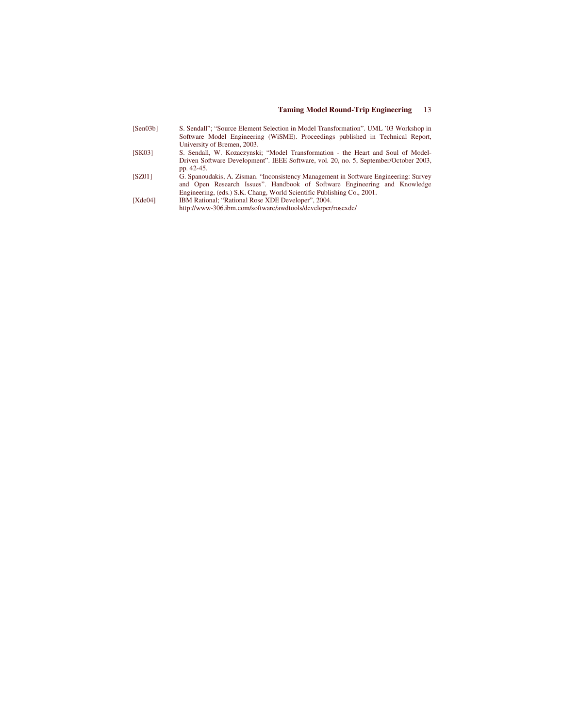[Sen03b] S. Sendall"; "Source Element Selection in Model Transformation". UML '03 Workshop in Software Model Engineering (WiSME). Proceedings published in Technical Report, University of Bremen, 2003.

[SK03] S. Sendall, W. Kozaczynski; "Model Transformation - the Heart and Soul of Model-Driven Software Development". IEEE Software, vol. 20, no. 5, September/October 2003, pp. 42-45.

[SZ01] G. Spanoudakis, A. Zisman. "Inconsistency Management in Software Engineering: Survey and Open Research Issues". Handbook of Software Engineering and Knowledge Engineering, (eds.) S.K. Chang, World Scientific Publishing Co., 2001.

[Xde04] IBM Rational; "Rational Rose XDE Developer", 2004. http://www-306.ibm.com/software/awdtools/developer/rosexde/